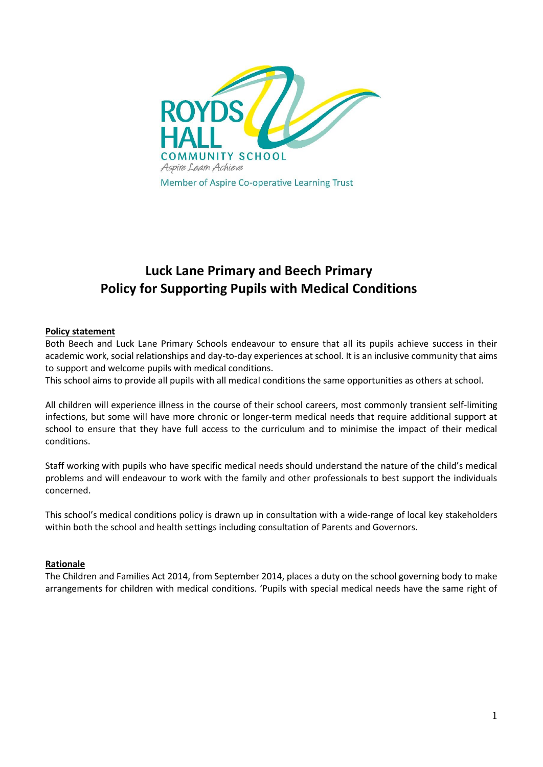ROYDS HALL
COMMUNITY SCHOOL
*Aspire Learn Achieve*
Member of Aspire Co-operative Learning Trust

# Luck Lane Primary and Beech Primary Policy for Supporting Pupils with Medical Conditions

**Policy statement**

Both Beech and Luck Lane Primary Schools endeavour to ensure that all its pupils achieve success in their academic work, social relationships and day-to-day experiences at school. It is an inclusive community that aims to support and welcome pupils with medical conditions.

This school aims to provide all pupils with all medical conditions the same opportunities as others at school.

All children will experience illness in the course of their school careers, most commonly transient self-limiting infections, but some will have more chronic or longer-term medical needs that require additional support at school to ensure that they have full access to the curriculum and to minimise the impact of their medical conditions.

Staff working with pupils who have specific medical needs should understand the nature of the child's medical problems and will endeavour to work with the family and other professionals to best support the individuals concerned.

This school's medical conditions policy is drawn up in consultation with a wide-range of local key stakeholders within both the school and health settings including consultation of Parents and Governors.

**Rationale**

The Children and Families Act 2014, from September 2014, places a duty on the school governing body to make arrangements for children with medical conditions. 'Pupils with special medical needs have the same right of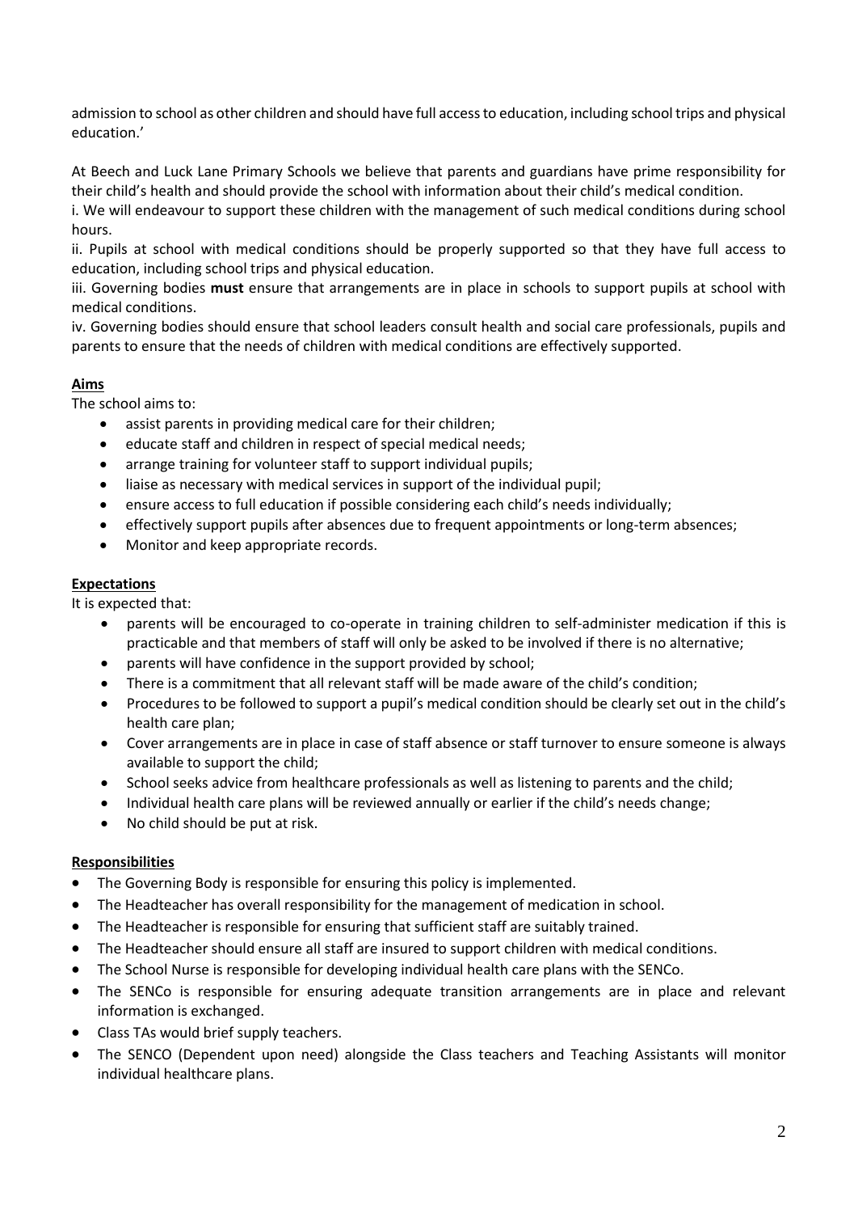admission to school as other children and should have full access to education, including school trips and physical education.'

At Beech and Luck Lane Primary Schools we believe that parents and guardians have prime responsibility for their child's health and should provide the school with information about their child's medical condition.

i. We will endeavour to support these children with the management of such medical conditions during school hours.

ii. Pupils at school with medical conditions should be properly supported so that they have full access to education, including school trips and physical education.

iii. Governing bodies **must** ensure that arrangements are in place in schools to support pupils at school with medical conditions.

iv. Governing bodies should ensure that school leaders consult health and social care professionals, pupils and parents to ensure that the needs of children with medical conditions are effectively supported.

**Aims**

The school aims to:

- assist parents in providing medical care for their children;
- educate staff and children in respect of special medical needs;
- arrange training for volunteer staff to support individual pupils;
- liaise as necessary with medical services in support of the individual pupil;
- ensure access to full education if possible considering each child's needs individually;
- effectively support pupils after absences due to frequent appointments or long-term absences;
- Monitor and keep appropriate records.

**Expectations**

It is expected that:

- parents will be encouraged to co-operate in training children to self-administer medication if this is practicable and that members of staff will only be asked to be involved if there is no alternative;
- parents will have confidence in the support provided by school;
- There is a commitment that all relevant staff will be made aware of the child's condition;
- Procedures to be followed to support a pupil's medical condition should be clearly set out in the child's health care plan;
- Cover arrangements are in place in case of staff absence or staff turnover to ensure someone is always available to support the child;
- School seeks advice from healthcare professionals as well as listening to parents and the child;
- Individual health care plans will be reviewed annually or earlier if the child's needs change;
- No child should be put at risk.

**Responsibilities**

- The Governing Body is responsible for ensuring this policy is implemented.
- The Headteacher has overall responsibility for the management of medication in school.
- The Headteacher is responsible for ensuring that sufficient staff are suitably trained.
- The Headteacher should ensure all staff are insured to support children with medical conditions.
- The School Nurse is responsible for developing individual health care plans with the SENCo.
- The SENCo is responsible for ensuring adequate transition arrangements are in place and relevant information is exchanged.
- Class TAs would brief supply teachers.
- The SENCO (Dependent upon need) alongside the Class teachers and Teaching Assistants will monitor individual healthcare plans.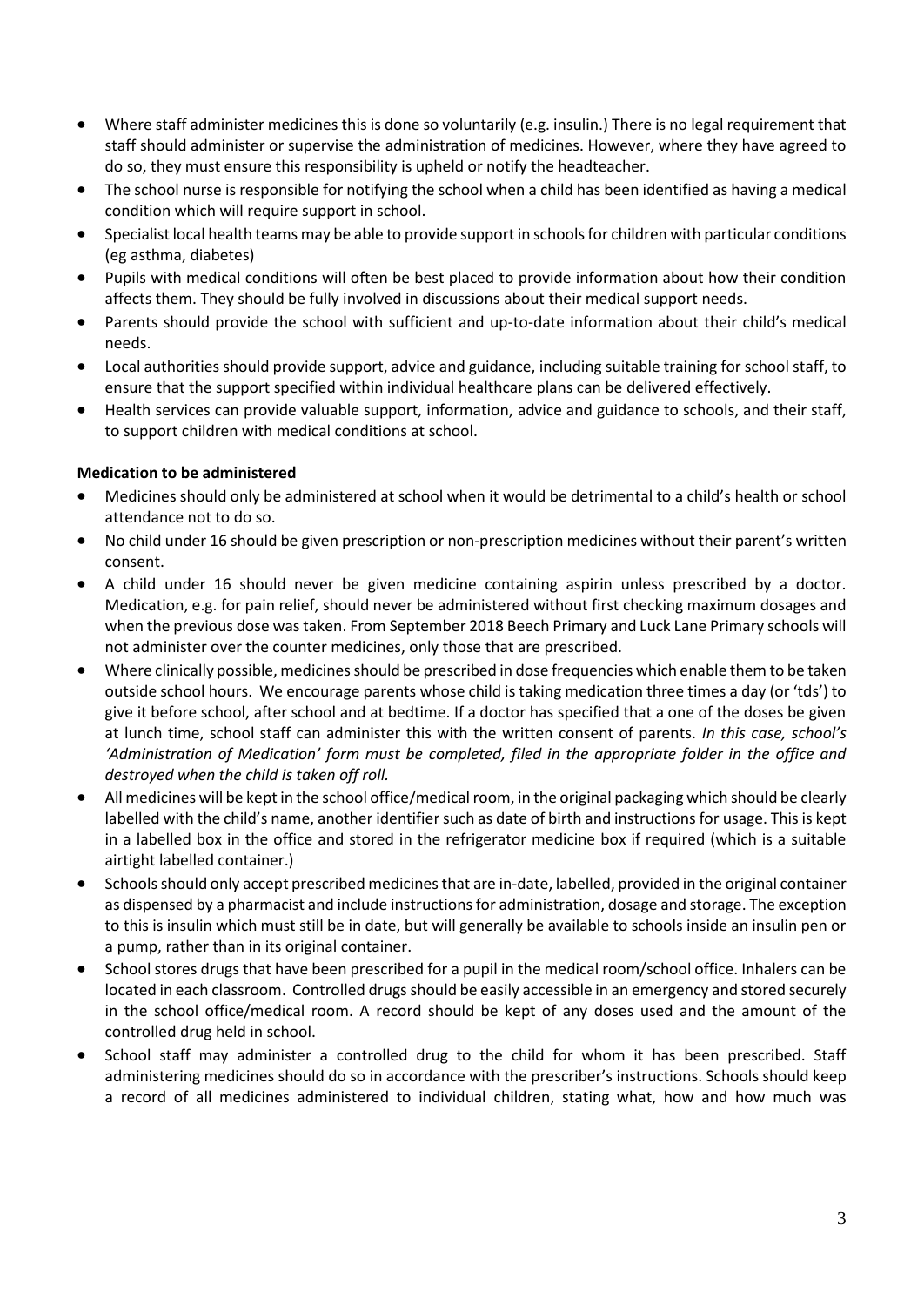- Where staff administer medicines this is done so voluntarily (e.g. insulin.) There is no legal requirement that staff should administer or supervise the administration of medicines. However, where they have agreed to do so, they must ensure this responsibility is upheld or notify the headteacher.
- The school nurse is responsible for notifying the school when a child has been identified as having a medical condition which will require support in school.
- Specialist local health teams may be able to provide support in schools for children with particular conditions (eg asthma, diabetes)
- Pupils with medical conditions will often be best placed to provide information about how their condition affects them. They should be fully involved in discussions about their medical support needs.
- Parents should provide the school with sufficient and up-to-date information about their child's medical needs.
- Local authorities should provide support, advice and guidance, including suitable training for school staff, to ensure that the support specified within individual healthcare plans can be delivered effectively.
- Health services can provide valuable support, information, advice and guidance to schools, and their staff, to support children with medical conditions at school.

**Medication to be administered**

- Medicines should only be administered at school when it would be detrimental to a child's health or school attendance not to do so.
- No child under 16 should be given prescription or non-prescription medicines without their parent's written consent.
- A child under 16 should never be given medicine containing aspirin unless prescribed by a doctor. Medication, e.g. for pain relief, should never be administered without first checking maximum dosages and when the previous dose was taken. From September 2018 Beech Primary and Luck Lane Primary schools will not administer over the counter medicines, only those that are prescribed.
- Where clinically possible, medicines should be prescribed in dose frequencies which enable them to be taken outside school hours. We encourage parents whose child is taking medication three times a day (or 'tds') to give it before school, after school and at bedtime. If a doctor has specified that a one of the doses be given at lunch time, school staff can administer this with the written consent of parents. *In this case, school's 'Administration of Medication' form must be completed, filed in the appropriate folder in the office and destroyed when the child is taken off roll.*
- All medicines will be kept in the school office/medical room, in the original packaging which should be clearly labelled with the child's name, another identifier such as date of birth and instructions for usage. This is kept in a labelled box in the office and stored in the refrigerator medicine box if required (which is a suitable airtight labelled container.)
- Schools should only accept prescribed medicines that are in-date, labelled, provided in the original container as dispensed by a pharmacist and include instructions for administration, dosage and storage. The exception to this is insulin which must still be in date, but will generally be available to schools inside an insulin pen or a pump, rather than in its original container.
- School stores drugs that have been prescribed for a pupil in the medical room/school office. Inhalers can be located in each classroom. Controlled drugs should be easily accessible in an emergency and stored securely in the school office/medical room. A record should be kept of any doses used and the amount of the controlled drug held in school.
- School staff may administer a controlled drug to the child for whom it has been prescribed. Staff administering medicines should do so in accordance with the prescriber's instructions. Schools should keep a record of all medicines administered to individual children, stating what, how and how much was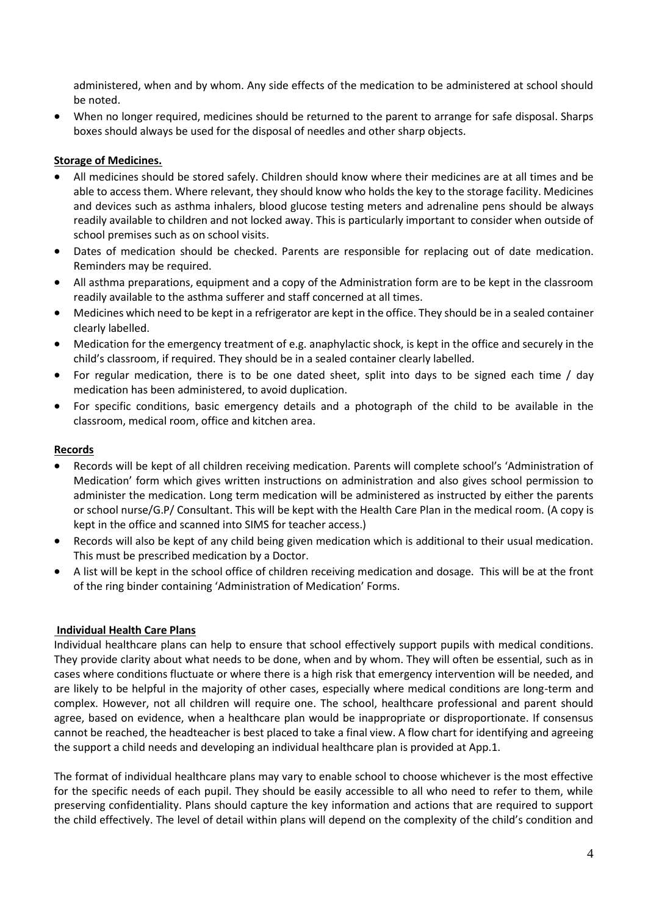administered, when and by whom. Any side effects of the medication to be administered at school should be noted.

- When no longer required, medicines should be returned to the parent to arrange for safe disposal. Sharps boxes should always be used for the disposal of needles and other sharp objects.

**Storage of Medicines.**

- All medicines should be stored safely. Children should know where their medicines are at all times and be able to access them. Where relevant, they should know who holds the key to the storage facility. Medicines and devices such as asthma inhalers, blood glucose testing meters and adrenaline pens should be always readily available to children and not locked away. This is particularly important to consider when outside of school premises such as on school visits.
- Dates of medication should be checked. Parents are responsible for replacing out of date medication. Reminders may be required.
- All asthma preparations, equipment and a copy of the Administration form are to be kept in the classroom readily available to the asthma sufferer and staff concerned at all times.
- Medicines which need to be kept in a refrigerator are kept in the office. They should be in a sealed container clearly labelled.
- Medication for the emergency treatment of e.g. anaphylactic shock, is kept in the office and securely in the child's classroom, if required. They should be in a sealed container clearly labelled.
- For regular medication, there is to be one dated sheet, split into days to be signed each time / day medication has been administered, to avoid duplication.
- For specific conditions, basic emergency details and a photograph of the child to be available in the classroom, medical room, office and kitchen area.

**Records**

- Records will be kept of all children receiving medication. Parents will complete school's 'Administration of Medication' form which gives written instructions on administration and also gives school permission to administer the medication. Long term medication will be administered as instructed by either the parents or school nurse/G.P/ Consultant. This will be kept with the Health Care Plan in the medical room. (A copy is kept in the office and scanned into SIMS for teacher access.)
- Records will also be kept of any child being given medication which is additional to their usual medication. This must be prescribed medication by a Doctor.
- A list will be kept in the school office of children receiving medication and dosage. This will be at the front of the ring binder containing 'Administration of Medication' Forms.

**Individual Health Care Plans**

Individual healthcare plans can help to ensure that school effectively support pupils with medical conditions. They provide clarity about what needs to be done, when and by whom. They will often be essential, such as in cases where conditions fluctuate or where there is a high risk that emergency intervention will be needed, and are likely to be helpful in the majority of other cases, especially where medical conditions are long-term and complex. However, not all children will require one. The school, healthcare professional and parent should agree, based on evidence, when a healthcare plan would be inappropriate or disproportionate. If consensus cannot be reached, the headteacher is best placed to take a final view. A flow chart for identifying and agreeing the support a child needs and developing an individual healthcare plan is provided at App.1.

The format of individual healthcare plans may vary to enable school to choose whichever is the most effective for the specific needs of each pupil. They should be easily accessible to all who need to refer to them, while preserving confidentiality. Plans should capture the key information and actions that are required to support the child effectively. The level of detail within plans will depend on the complexity of the child's condition and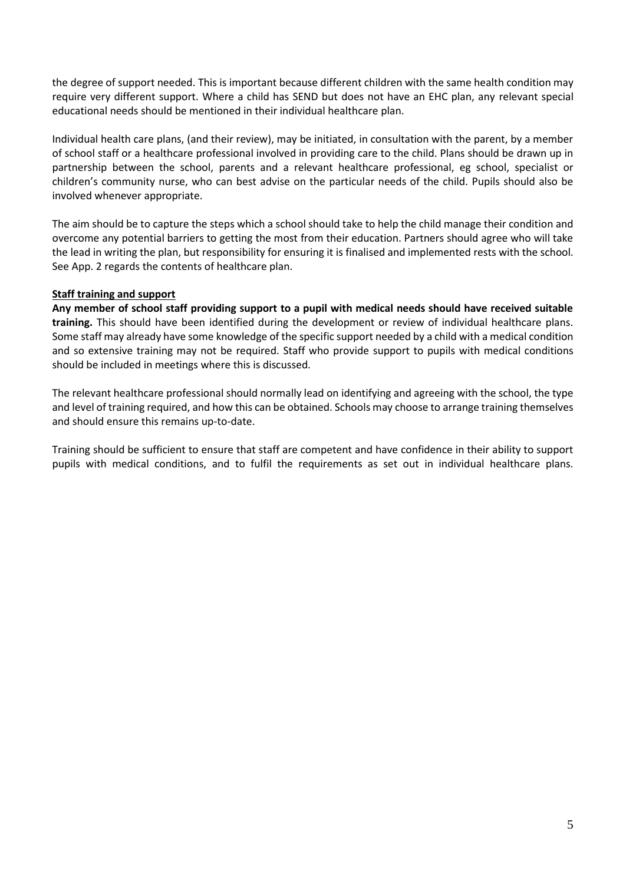the degree of support needed. This is important because different children with the same health condition may require very different support. Where a child has SEND but does not have an EHC plan, any relevant special educational needs should be mentioned in their individual healthcare plan.

Individual health care plans, (and their review), may be initiated, in consultation with the parent, by a member of school staff or a healthcare professional involved in providing care to the child. Plans should be drawn up in partnership between the school, parents and a relevant healthcare professional, eg school, specialist or children's community nurse, who can best advise on the particular needs of the child. Pupils should also be involved whenever appropriate.

The aim should be to capture the steps which a school should take to help the child manage their condition and overcome any potential barriers to getting the most from their education. Partners should agree who will take the lead in writing the plan, but responsibility for ensuring it is finalised and implemented rests with the school. See App. 2 regards the contents of healthcare plan.

**Staff training and support**

**Any member of school staff providing support to a pupil with medical needs should have received suitable training.** This should have been identified during the development or review of individual healthcare plans. Some staff may already have some knowledge of the specific support needed by a child with a medical condition and so extensive training may not be required. Staff who provide support to pupils with medical conditions should be included in meetings where this is discussed.

The relevant healthcare professional should normally lead on identifying and agreeing with the school, the type and level of training required, and how this can be obtained. Schools may choose to arrange training themselves and should ensure this remains up-to-date.

Training should be sufficient to ensure that staff are competent and have confidence in their ability to support pupils with medical conditions, and to fulfil the requirements as set out in individual healthcare plans.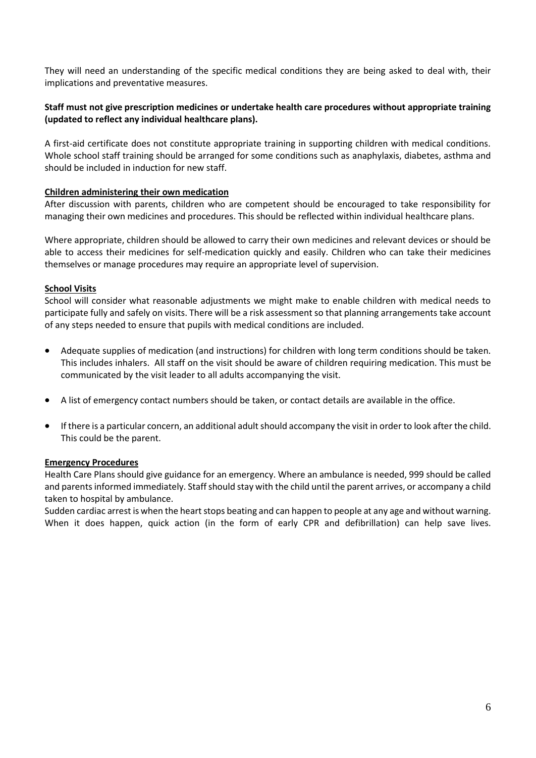They will need an understanding of the specific medical conditions they are being asked to deal with, their implications and preventative measures.

**Staff must not give prescription medicines or undertake health care procedures without appropriate training (updated to reflect any individual healthcare plans).**

A first-aid certificate does not constitute appropriate training in supporting children with medical conditions. Whole school staff training should be arranged for some conditions such as anaphylaxis, diabetes, asthma and should be included in induction for new staff.

**Children administering their own medication**

After discussion with parents, children who are competent should be encouraged to take responsibility for managing their own medicines and procedures. This should be reflected within individual healthcare plans.

Where appropriate, children should be allowed to carry their own medicines and relevant devices or should be able to access their medicines for self-medication quickly and easily. Children who can take their medicines themselves or manage procedures may require an appropriate level of supervision.

**School Visits**

School will consider what reasonable adjustments we might make to enable children with medical needs to participate fully and safely on visits. There will be a risk assessment so that planning arrangements take account of any steps needed to ensure that pupils with medical conditions are included.

- Adequate supplies of medication (and instructions) for children with long term conditions should be taken. This includes inhalers. All staff on the visit should be aware of children requiring medication. This must be communicated by the visit leader to all adults accompanying the visit.
- A list of emergency contact numbers should be taken, or contact details are available in the office.
- If there is a particular concern, an additional adult should accompany the visit in order to look after the child. This could be the parent.

**Emergency Procedures**

Health Care Plans should give guidance for an emergency. Where an ambulance is needed, 999 should be called and parents informed immediately. Staff should stay with the child until the parent arrives, or accompany a child taken to hospital by ambulance.

Sudden cardiac arrest is when the heart stops beating and can happen to people at any age and without warning. When it does happen, quick action (in the form of early CPR and defibrillation) can help save lives.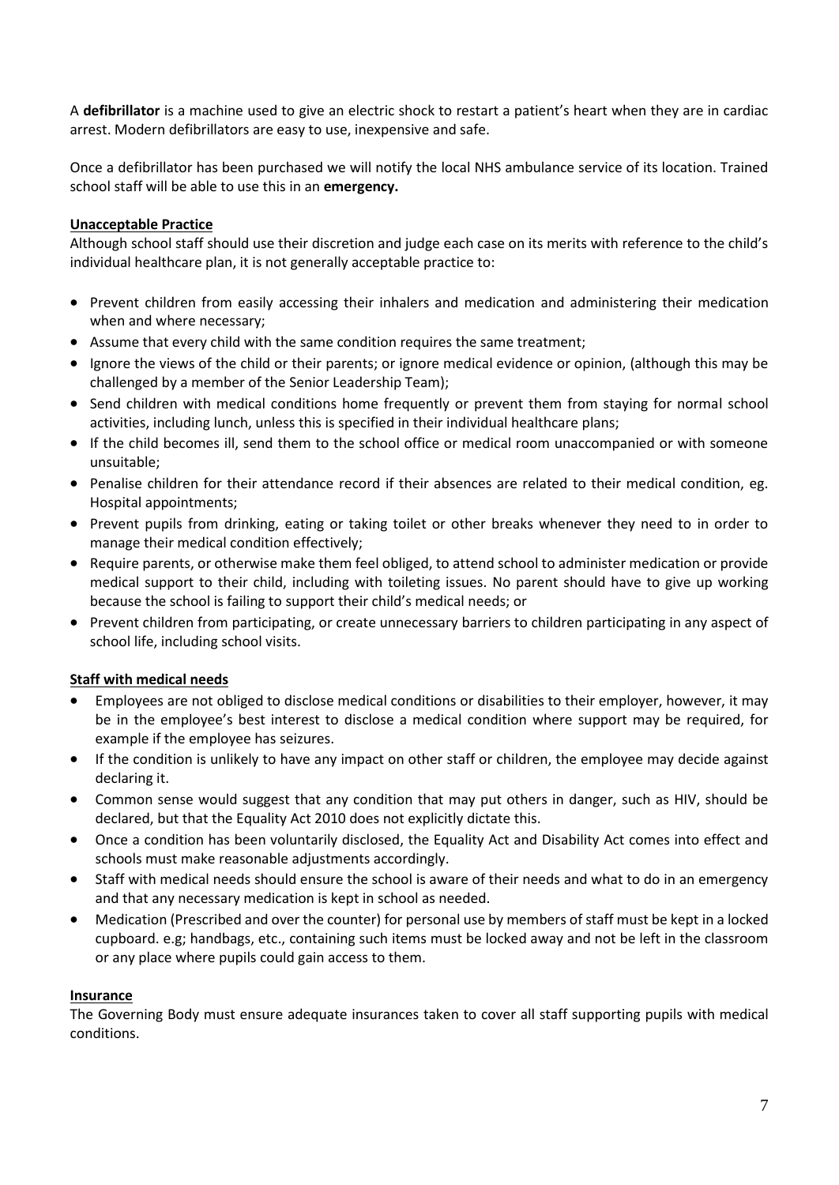A **defibrillator** is a machine used to give an electric shock to restart a patient's heart when they are in cardiac arrest. Modern defibrillators are easy to use, inexpensive and safe.

Once a defibrillator has been purchased we will notify the local NHS ambulance service of its location. Trained school staff will be able to use this in an **emergency.**

**Unacceptable Practice**

Although school staff should use their discretion and judge each case on its merits with reference to the child's individual healthcare plan, it is not generally acceptable practice to:

- Prevent children from easily accessing their inhalers and medication and administering their medication when and where necessary;
- Assume that every child with the same condition requires the same treatment;
- Ignore the views of the child or their parents; or ignore medical evidence or opinion, (although this may be challenged by a member of the Senior Leadership Team);
- Send children with medical conditions home frequently or prevent them from staying for normal school activities, including lunch, unless this is specified in their individual healthcare plans;
- If the child becomes ill, send them to the school office or medical room unaccompanied or with someone unsuitable;
- Penalise children for their attendance record if their absences are related to their medical condition, eg. Hospital appointments;
- Prevent pupils from drinking, eating or taking toilet or other breaks whenever they need to in order to manage their medical condition effectively;
- Require parents, or otherwise make them feel obliged, to attend school to administer medication or provide medical support to their child, including with toileting issues. No parent should have to give up working because the school is failing to support their child's medical needs; or
- Prevent children from participating, or create unnecessary barriers to children participating in any aspect of school life, including school visits.

**Staff with medical needs**

- Employees are not obliged to disclose medical conditions or disabilities to their employer, however, it may be in the employee's best interest to disclose a medical condition where support may be required, for example if the employee has seizures.
- If the condition is unlikely to have any impact on other staff or children, the employee may decide against declaring it.
- Common sense would suggest that any condition that may put others in danger, such as HIV, should be declared, but that the Equality Act 2010 does not explicitly dictate this.
- Once a condition has been voluntarily disclosed, the Equality Act and Disability Act comes into effect and schools must make reasonable adjustments accordingly.
- Staff with medical needs should ensure the school is aware of their needs and what to do in an emergency and that any necessary medication is kept in school as needed.
- Medication (Prescribed and over the counter) for personal use by members of staff must be kept in a locked cupboard. e.g; handbags, etc., containing such items must be locked away and not be left in the classroom or any place where pupils could gain access to them.

**Insurance**

The Governing Body must ensure adequate insurances taken to cover all staff supporting pupils with medical conditions.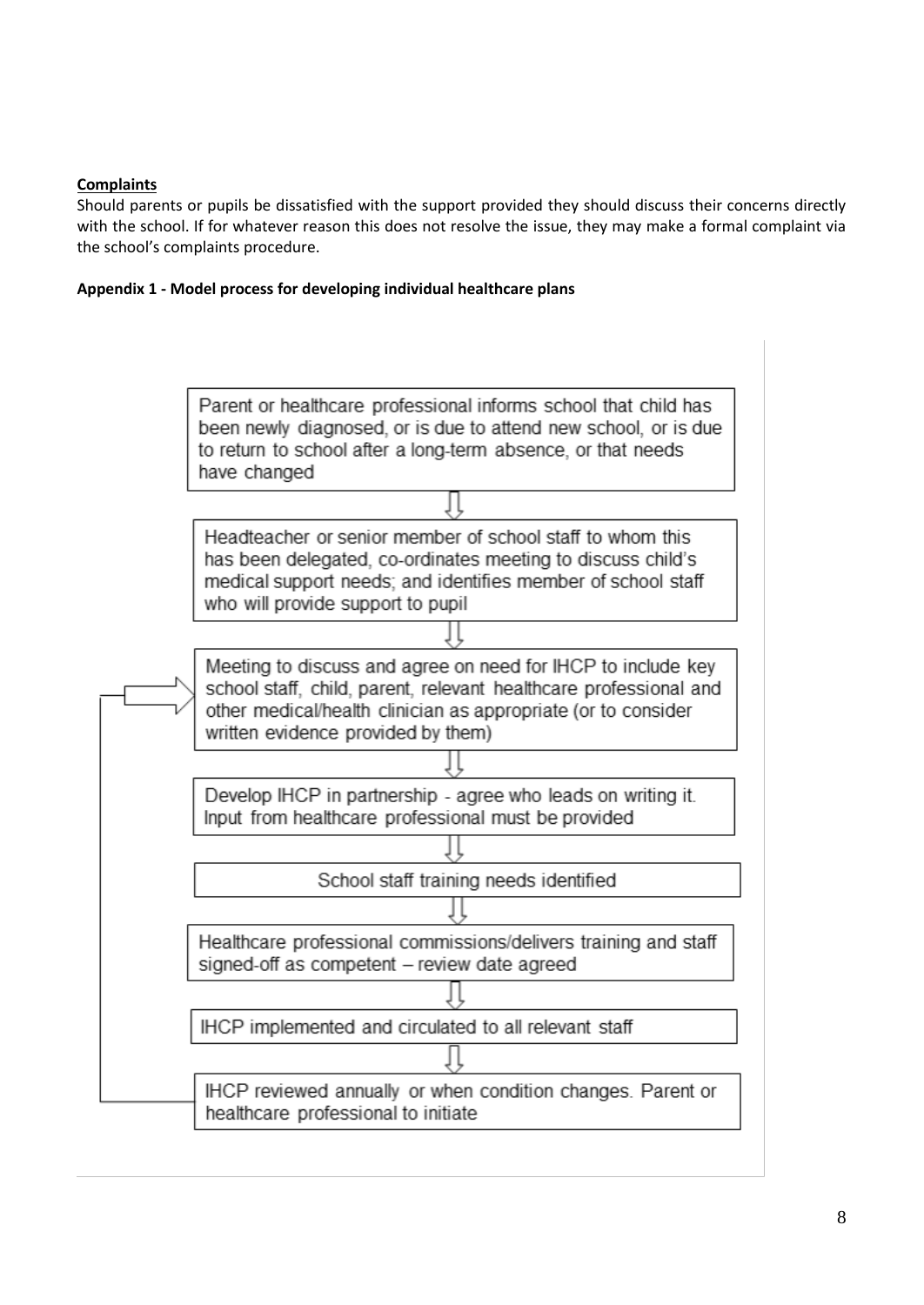**Complaints**

Should parents or pupils be dissatisfied with the support provided they should discuss their concerns directly with the school. If for whatever reason this does not resolve the issue, they may make a formal complaint via the school's complaints procedure.

**Appendix 1 - Model process for developing individual healthcare plans**

1. Parent or healthcare professional informs school that child has been newly diagnosed, or is due to attend new school, or is due to return to school after a long-term absence, or that needs have changed

   ⇩

2. Headteacher or senior member of school staff to whom this has been delegated, co-ordinates meeting to discuss child's medical support needs; and identifies member of school staff who will provide support to pupil

   ⇩

3. Meeting to discuss and agree on need for IHCP to include key school staff, child, parent, relevant healthcare professional and other medical/health clinician as appropriate (or to consider written evidence provided by them)

   ⇩

4. Develop IHCP in partnership - agree who leads on writing it. Input from healthcare professional must be provided

   ⇩

5. School staff training needs identified

   ⇩

6. Healthcare professional commissions/delivers training and staff signed-off as competent – review date agreed

   ⇩

7. IHCP implemented and circulated to all relevant staff

   ⇩

8. IHCP reviewed annually or when condition changes. Parent or healthcare professional to initiate (returns to step 3)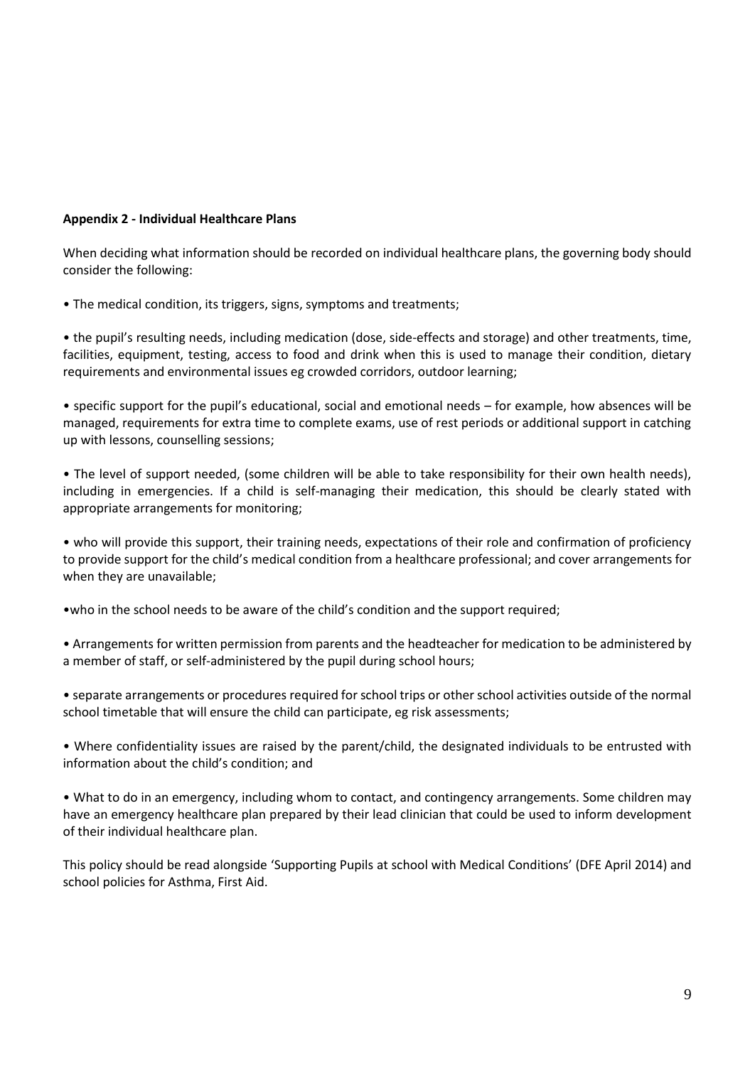**Appendix 2 - Individual Healthcare Plans**

When deciding what information should be recorded on individual healthcare plans, the governing body should consider the following:

• The medical condition, its triggers, signs, symptoms and treatments;

• the pupil's resulting needs, including medication (dose, side-effects and storage) and other treatments, time, facilities, equipment, testing, access to food and drink when this is used to manage their condition, dietary requirements and environmental issues eg crowded corridors, outdoor learning;

• specific support for the pupil's educational, social and emotional needs – for example, how absences will be managed, requirements for extra time to complete exams, use of rest periods or additional support in catching up with lessons, counselling sessions;

• The level of support needed, (some children will be able to take responsibility for their own health needs), including in emergencies. If a child is self-managing their medication, this should be clearly stated with appropriate arrangements for monitoring;

• who will provide this support, their training needs, expectations of their role and confirmation of proficiency to provide support for the child's medical condition from a healthcare professional; and cover arrangements for when they are unavailable;

•who in the school needs to be aware of the child's condition and the support required;

• Arrangements for written permission from parents and the headteacher for medication to be administered by a member of staff, or self-administered by the pupil during school hours;

• separate arrangements or procedures required for school trips or other school activities outside of the normal school timetable that will ensure the child can participate, eg risk assessments;

• Where confidentiality issues are raised by the parent/child, the designated individuals to be entrusted with information about the child's condition; and

• What to do in an emergency, including whom to contact, and contingency arrangements. Some children may have an emergency healthcare plan prepared by their lead clinician that could be used to inform development of their individual healthcare plan.

This policy should be read alongside 'Supporting Pupils at school with Medical Conditions' (DFE April 2014) and school policies for Asthma, First Aid.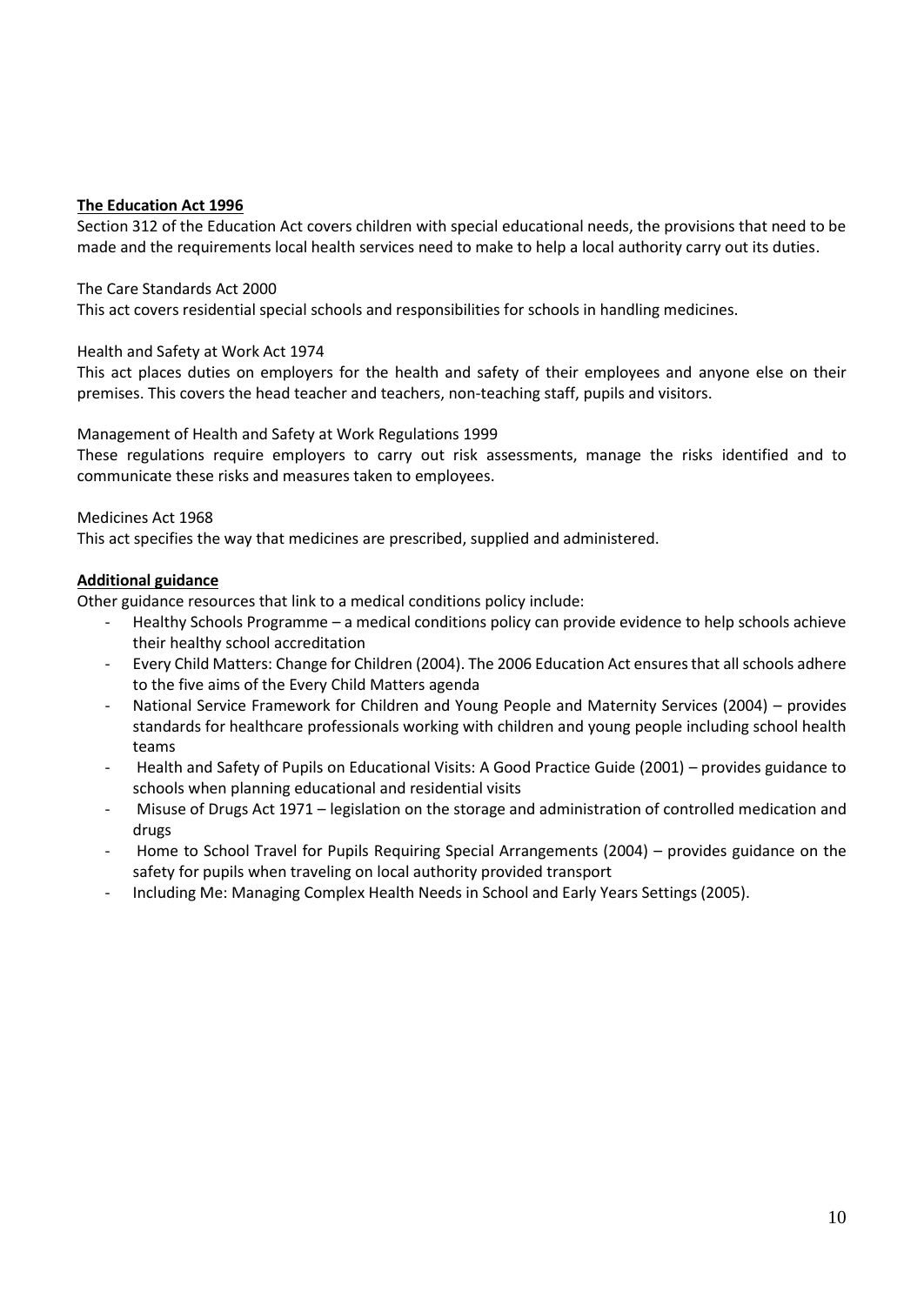**The Education Act 1996**

Section 312 of the Education Act covers children with special educational needs, the provisions that need to be made and the requirements local health services need to make to help a local authority carry out its duties.

The Care Standards Act 2000

This act covers residential special schools and responsibilities for schools in handling medicines.

Health and Safety at Work Act 1974

This act places duties on employers for the health and safety of their employees and anyone else on their premises. This covers the head teacher and teachers, non-teaching staff, pupils and visitors.

Management of Health and Safety at Work Regulations 1999

These regulations require employers to carry out risk assessments, manage the risks identified and to communicate these risks and measures taken to employees.

Medicines Act 1968

This act specifies the way that medicines are prescribed, supplied and administered.

**Additional guidance**

Other guidance resources that link to a medical conditions policy include:

- Healthy Schools Programme – a medical conditions policy can provide evidence to help schools achieve their healthy school accreditation
- Every Child Matters: Change for Children (2004). The 2006 Education Act ensures that all schools adhere to the five aims of the Every Child Matters agenda
- National Service Framework for Children and Young People and Maternity Services (2004) – provides standards for healthcare professionals working with children and young people including school health teams
- Health and Safety of Pupils on Educational Visits: A Good Practice Guide (2001) – provides guidance to schools when planning educational and residential visits
- Misuse of Drugs Act 1971 – legislation on the storage and administration of controlled medication and drugs
- Home to School Travel for Pupils Requiring Special Arrangements (2004) – provides guidance on the safety for pupils when traveling on local authority provided transport
- Including Me: Managing Complex Health Needs in School and Early Years Settings (2005).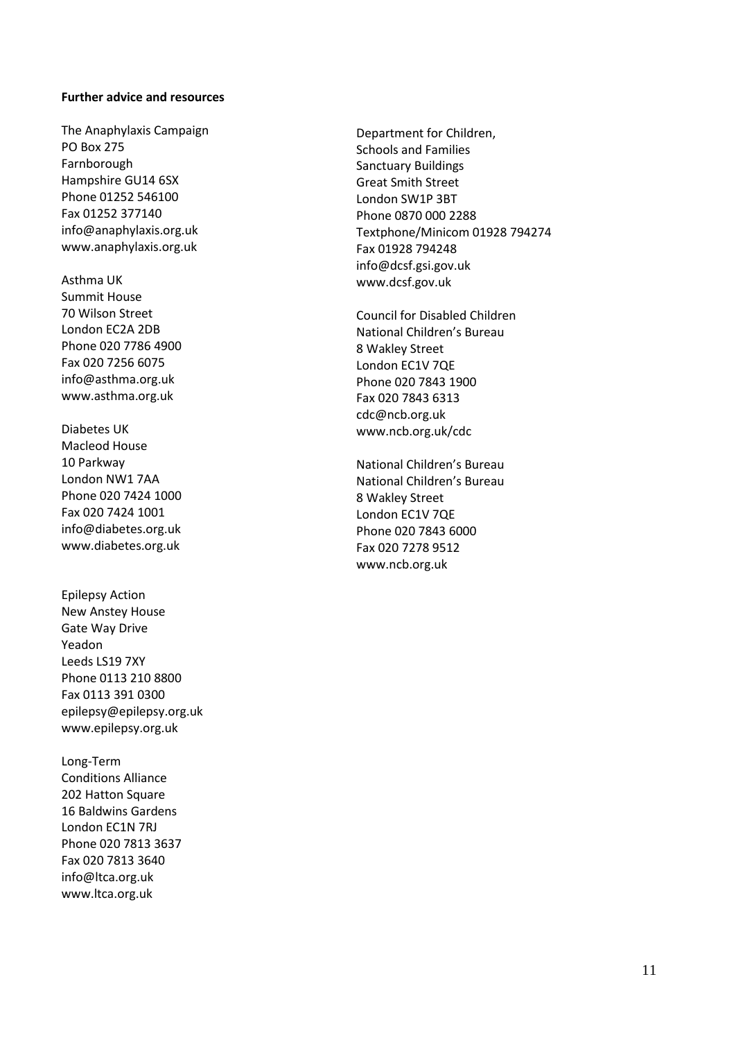**Further advice and resources**

The Anaphylaxis Campaign
PO Box 275
Farnborough
Hampshire GU14 6SX
Phone 01252 546100
Fax 01252 377140
info@anaphylaxis.org.uk
www.anaphylaxis.org.uk

Asthma UK
Summit House
70 Wilson Street
London EC2A 2DB
Phone 020 7786 4900
Fax 020 7256 6075
info@asthma.org.uk
www.asthma.org.uk

Diabetes UK
Macleod House
10 Parkway
London NW1 7AA
Phone 020 7424 1000
Fax 020 7424 1001
info@diabetes.org.uk
www.diabetes.org.uk

Epilepsy Action
New Anstey House
Gate Way Drive
Yeadon
Leeds LS19 7XY
Phone 0113 210 8800
Fax 0113 391 0300
epilepsy@epilepsy.org.uk
www.epilepsy.org.uk

Long-Term
Conditions Alliance
202 Hatton Square
16 Baldwins Gardens
London EC1N 7RJ
Phone 020 7813 3637
Fax 020 7813 3640
info@ltca.org.uk
www.ltca.org.uk

Department for Children,
Schools and Families
Sanctuary Buildings
Great Smith Street
London SW1P 3BT
Phone 0870 000 2288
Textphone/Minicom 01928 794274
Fax 01928 794248
info@dcsf.gsi.gov.uk
www.dcsf.gov.uk

Council for Disabled Children
National Children's Bureau
8 Wakley Street
London EC1V 7QE
Phone 020 7843 1900
Fax 020 7843 6313
cdc@ncb.org.uk
www.ncb.org.uk/cdc

National Children's Bureau
National Children's Bureau
8 Wakley Street
London EC1V 7QE
Phone 020 7843 6000
Fax 020 7278 9512
www.ncb.org.uk